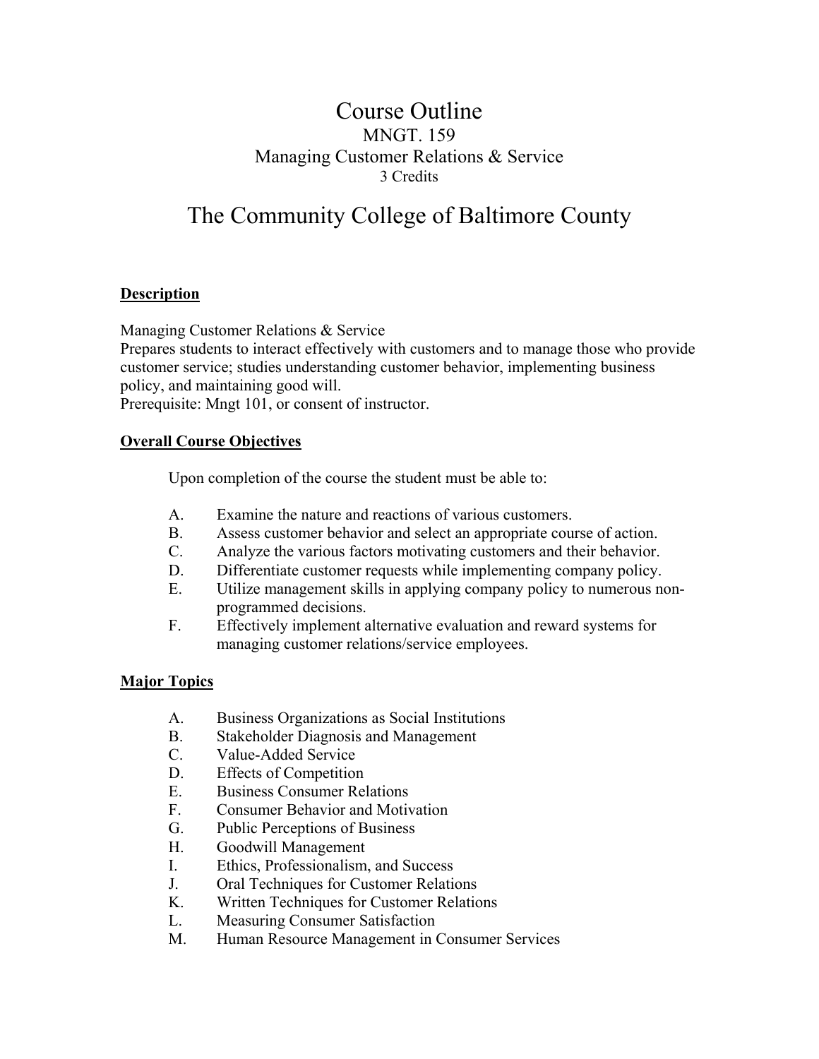# Course Outline

## MNGT. 159

## Managing Customer Relations & Service

3 Credits

# The Community College of Baltimore County

**<u>Description</u>**

Managing Customer Relations & Service
Prepares students to interact effectively with customers and to manage those who provide customer service; studies understanding customer behavior, implementing business policy, and maintaining good will.
Prerequisite: Mngt 101, or consent of instructor.

**<u>Overall Course Objectives</u>**

Upon completion of the course the student must be able to:

A. Examine the nature and reactions of various customers.
B. Assess customer behavior and select an appropriate course of action.
C. Analyze the various factors motivating customers and their behavior.
D. Differentiate customer requests while implementing company policy.
E. Utilize management skills in applying company policy to numerous non-programmed decisions.
F. Effectively implement alternative evaluation and reward systems for managing customer relations/service employees.

**<u>Major Topics</u>**

A. Business Organizations as Social Institutions
B. Stakeholder Diagnosis and Management
C. Value-Added Service
D. Effects of Competition
E. Business Consumer Relations
F. Consumer Behavior and Motivation
G. Public Perceptions of Business
H. Goodwill Management
I. Ethics, Professionalism, and Success
J. Oral Techniques for Customer Relations
K. Written Techniques for Customer Relations
L. Measuring Consumer Satisfaction
M. Human Resource Management in Consumer Services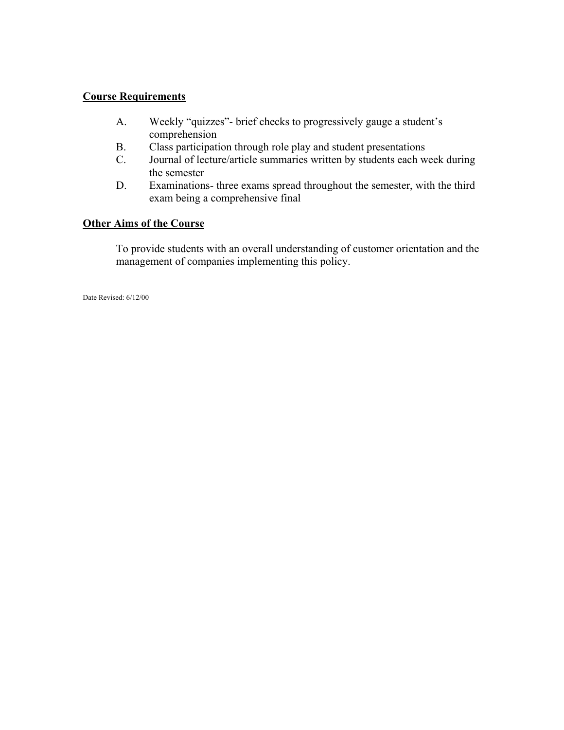## Course Requirements

A. Weekly "quizzes"- brief checks to progressively gauge a student's comprehension
B. Class participation through role play and student presentations
C. Journal of lecture/article summaries written by students each week during the semester
D. Examinations- three exams spread throughout the semester, with the third exam being a comprehensive final

## Other Aims of the Course

To provide students with an overall understanding of customer orientation and the management of companies implementing this policy.

Date Revised: 6/12/00